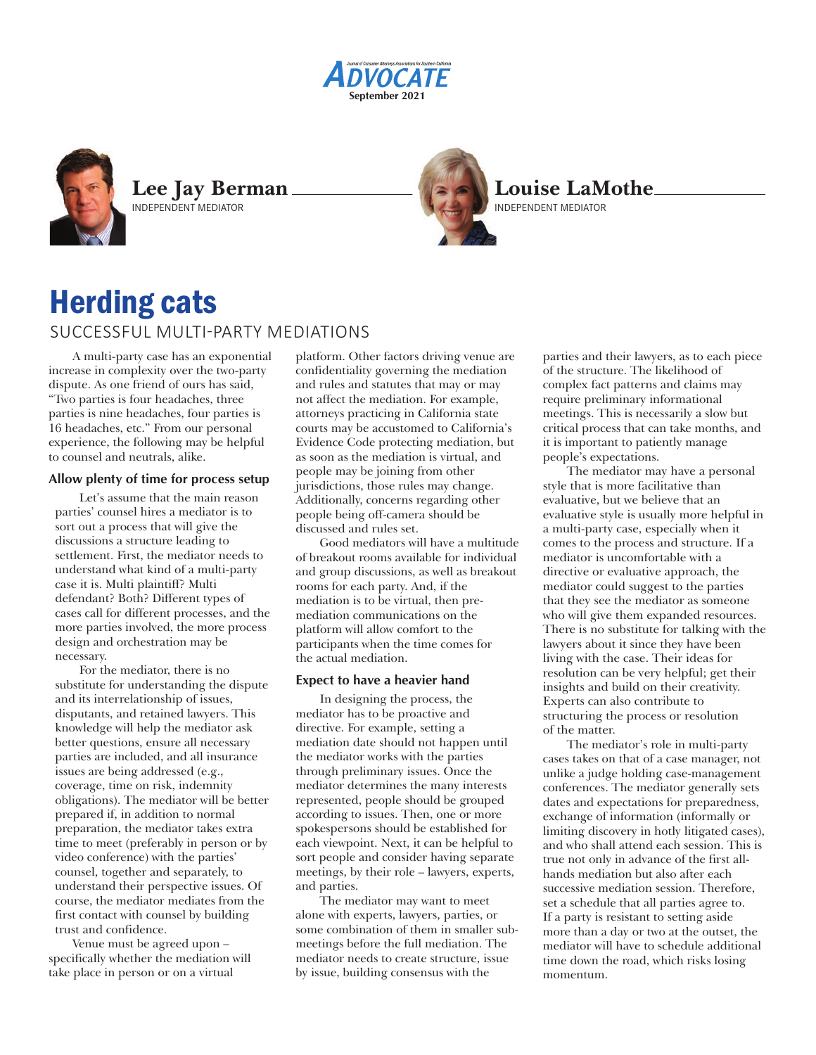Lee Jay Berman
INDEPENDENT MEDIATOR

Louise LaMothe
INDEPENDENT MEDIATOR

# Herding cats

## SUCCESSFUL MULTI-PARTY MEDIATIONS

A multi-party case has an exponential increase in complexity over the two-party dispute. As one friend of ours has said, "Two parties is four headaches, three parties is nine headaches, four parties is 16 headaches, etc." From our personal experience, the following may be helpful to counsel and neutrals, alike.

### Allow plenty of time for process setup

Let's assume that the main reason parties' counsel hires a mediator is to sort out a process that will give the discussions a structure leading to settlement. First, the mediator needs to understand what kind of a multi-party case it is. Multi plaintiff? Multi defendant? Both? Different types of cases call for different processes, and the more parties involved, the more process design and orchestration may be necessary.

For the mediator, there is no substitute for understanding the dispute and its interrelationship of issues, disputants, and retained lawyers. This knowledge will help the mediator ask better questions, ensure all necessary parties are included, and all insurance issues are being addressed (e.g., coverage, time on risk, indemnity obligations). The mediator will be better prepared if, in addition to normal preparation, the mediator takes extra time to meet (preferably in person or by video conference) with the parties' counsel, together and separately, to understand their perspective issues. Of course, the mediator mediates from the first contact with counsel by building trust and confidence.

Venue must be agreed upon – specifically whether the mediation will take place in person or on a virtual platform. Other factors driving venue are confidentiality governing the mediation and rules and statutes that may or may not affect the mediation. For example, attorneys practicing in California state courts may be accustomed to California's Evidence Code protecting mediation, but as soon as the mediation is virtual, and people may be joining from other jurisdictions, those rules may change. Additionally, concerns regarding other people being off-camera should be discussed and rules set.

Good mediators will have a multitude of breakout rooms available for individual and group discussions, as well as breakout rooms for each party. And, if the mediation is to be virtual, then pre-mediation communications on the platform will allow comfort to the participants when the time comes for the actual mediation.

### Expect to have a heavier hand

In designing the process, the mediator has to be proactive and directive. For example, setting a mediation date should not happen until the mediator works with the parties through preliminary issues. Once the mediator determines the many interests represented, people should be grouped according to issues. Then, one or more spokespersons should be established for each viewpoint. Next, it can be helpful to sort people and consider having separate meetings, by their role – lawyers, experts, and parties.

The mediator may want to meet alone with experts, lawyers, parties, or some combination of them in smaller sub-meetings before the full mediation. The mediator needs to create structure, issue by issue, building consensus with the parties and their lawyers, as to each piece of the structure. The likelihood of complex fact patterns and claims may require preliminary informational meetings. This is necessarily a slow but critical process that can take months, and it is important to patiently manage people's expectations.

The mediator may have a personal style that is more facilitative than evaluative, but we believe that an evaluative style is usually more helpful in a multi-party case, especially when it comes to the process and structure. If a mediator is uncomfortable with a directive or evaluative approach, the mediator could suggest to the parties that they see the mediator as someone who will give them expanded resources. There is no substitute for talking with the lawyers about it since they have been living with the case. Their ideas for resolution can be very helpful; get their insights and build on their creativity. Experts can also contribute to structuring the process or resolution of the matter.

The mediator's role in multi-party cases takes on that of a case manager, not unlike a judge holding case-management conferences. The mediator generally sets dates and expectations for preparedness, exchange of information (informally or limiting discovery in hotly litigated cases), and who shall attend each session. This is true not only in advance of the first all-hands mediation but also after each successive mediation session. Therefore, set a schedule that all parties agree to. If a party is resistant to setting aside more than a day or two at the outset, the mediator will have to schedule additional time down the road, which risks losing momentum.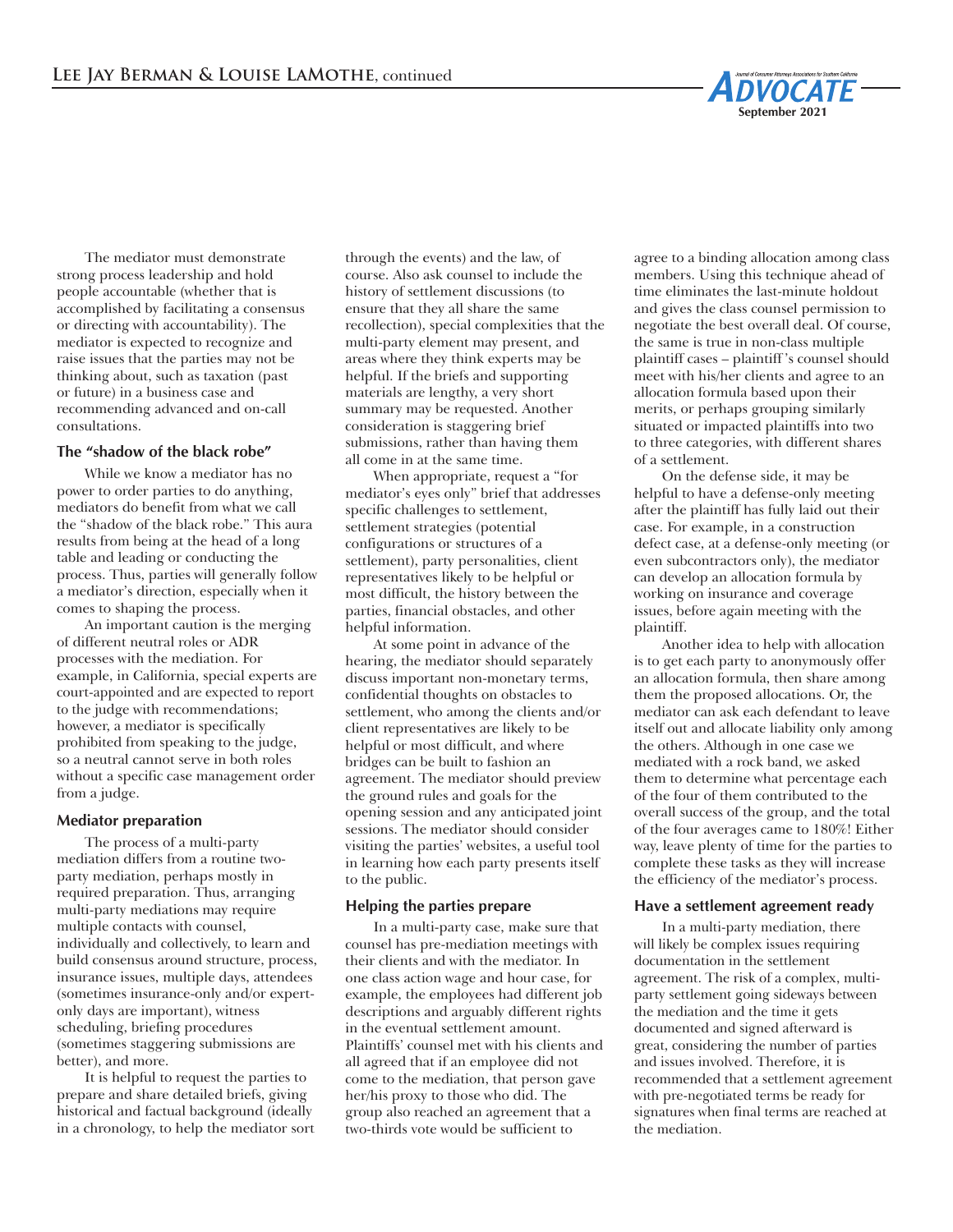The mediator must demonstrate strong process leadership and hold people accountable (whether that is accomplished by facilitating a consensus or directing with accountability). The mediator is expected to recognize and raise issues that the parties may not be thinking about, such as taxation (past or future) in a business case and recommending advanced and on-call consultations.

### The "shadow of the black robe"

While we know a mediator has no power to order parties to do anything, mediators do benefit from what we call the "shadow of the black robe." This aura results from being at the head of a long table and leading or conducting the process. Thus, parties will generally follow a mediator's direction, especially when it comes to shaping the process.

An important caution is the merging of different neutral roles or ADR processes with the mediation. For example, in California, special experts are court-appointed and are expected to report to the judge with recommendations; however, a mediator is specifically prohibited from speaking to the judge, so a neutral cannot serve in both roles without a specific case management order from a judge.

### Mediator preparation

The process of a multi-party mediation differs from a routine two-party mediation, perhaps mostly in required preparation. Thus, arranging multi-party mediations may require multiple contacts with counsel, individually and collectively, to learn and build consensus around structure, process, insurance issues, multiple days, attendees (sometimes insurance-only and/or expert-only days are important), witness scheduling, briefing procedures (sometimes staggering submissions are better), and more.

It is helpful to request the parties to prepare and share detailed briefs, giving historical and factual background (ideally in a chronology, to help the mediator sort through the events) and the law, of course. Also ask counsel to include the history of settlement discussions (to ensure that they all share the same recollection), special complexities that the multi-party element may present, and areas where they think experts may be helpful. If the briefs and supporting materials are lengthy, a very short summary may be requested. Another consideration is staggering brief submissions, rather than having them all come in at the same time.

When appropriate, request a "for mediator's eyes only" brief that addresses specific challenges to settlement, settlement strategies (potential configurations or structures of a settlement), party personalities, client representatives likely to be helpful or most difficult, the history between the parties, financial obstacles, and other helpful information.

At some point in advance of the hearing, the mediator should separately discuss important non-monetary terms, confidential thoughts on obstacles to settlement, who among the clients and/or client representatives are likely to be helpful or most difficult, and where bridges can be built to fashion an agreement. The mediator should preview the ground rules and goals for the opening session and any anticipated joint sessions. The mediator should consider visiting the parties' websites, a useful tool in learning how each party presents itself to the public.

### Helping the parties prepare

In a multi-party case, make sure that counsel has pre-mediation meetings with their clients and with the mediator. In one class action wage and hour case, for example, the employees had different job descriptions and arguably different rights in the eventual settlement amount. Plaintiffs' counsel met with his clients and all agreed that if an employee did not come to the mediation, that person gave her/his proxy to those who did. The group also reached an agreement that a two-thirds vote would be sufficient to agree to a binding allocation among class members. Using this technique ahead of time eliminates the last-minute holdout and gives the class counsel permission to negotiate the best overall deal. Of course, the same is true in non-class multiple plaintiff cases – plaintiff's counsel should meet with his/her clients and agree to an allocation formula based upon their merits, or perhaps grouping similarly situated or impacted plaintiffs into two to three categories, with different shares of a settlement.

On the defense side, it may be helpful to have a defense-only meeting after the plaintiff has fully laid out their case. For example, in a construction defect case, at a defense-only meeting (or even subcontractors only), the mediator can develop an allocation formula by working on insurance and coverage issues, before again meeting with the plaintiff.

Another idea to help with allocation is to get each party to anonymously offer an allocation formula, then share among them the proposed allocations. Or, the mediator can ask each defendant to leave itself out and allocate liability only among the others. Although in one case we mediated with a rock band, we asked them to determine what percentage each of the four of them contributed to the overall success of the group, and the total of the four averages came to 180%! Either way, leave plenty of time for the parties to complete these tasks as they will increase the efficiency of the mediator's process.

### Have a settlement agreement ready

In a multi-party mediation, there will likely be complex issues requiring documentation in the settlement agreement. The risk of a complex, multi-party settlement going sideways between the mediation and the time it gets documented and signed afterward is great, considering the number of parties and issues involved. Therefore, it is recommended that a settlement agreement with pre-negotiated terms be ready for signatures when final terms are reached at the mediation.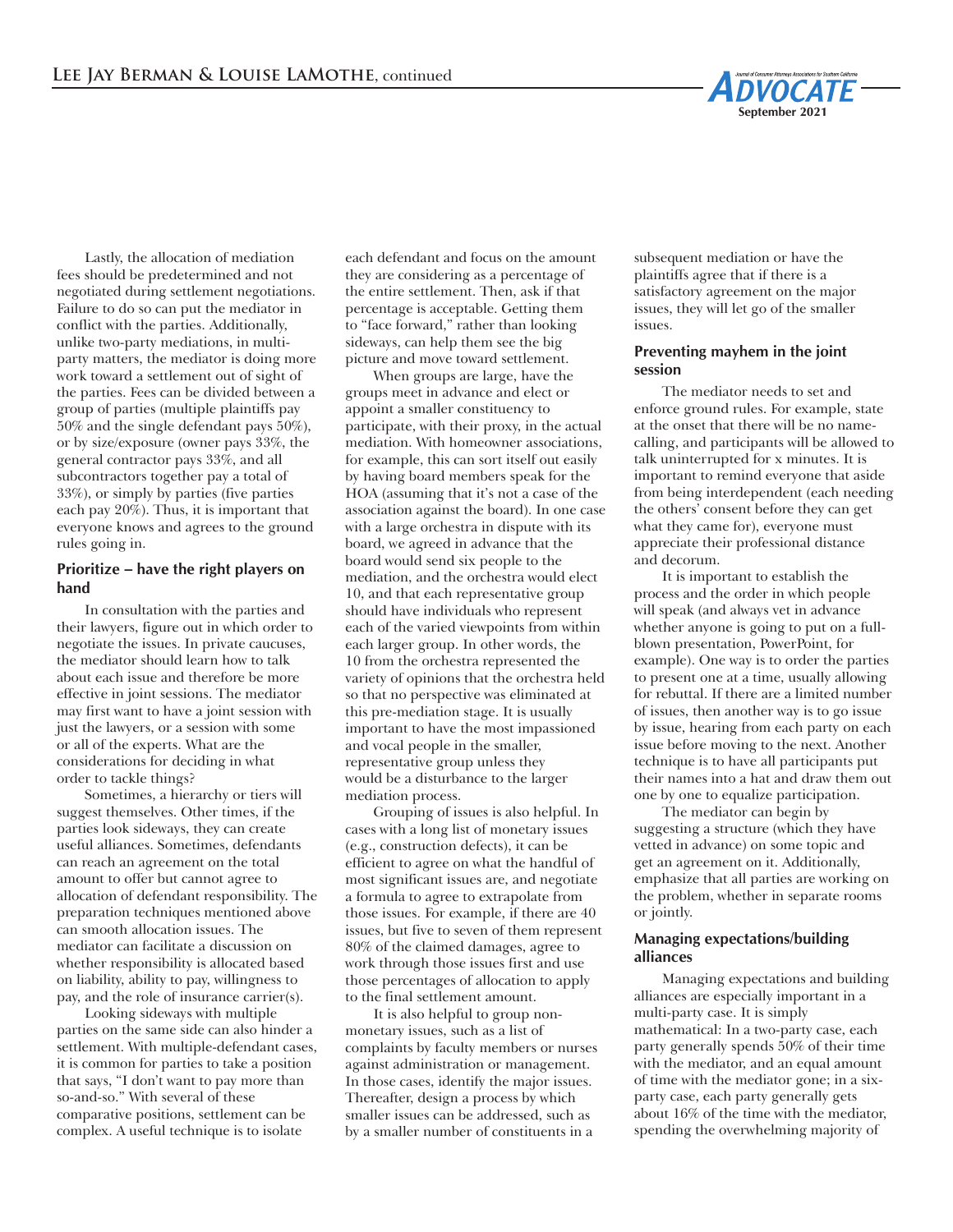Lastly, the allocation of mediation fees should be predetermined and not negotiated during settlement negotiations. Failure to do so can put the mediator in conflict with the parties. Additionally, unlike two-party mediations, in multi-party matters, the mediator is doing more work toward a settlement out of sight of the parties. Fees can be divided between a group of parties (multiple plaintiffs pay 50% and the single defendant pays 50%), or by size/exposure (owner pays 33%, the general contractor pays 33%, and all subcontractors together pay a total of 33%), or simply by parties (five parties each pay 20%). Thus, it is important that everyone knows and agrees to the ground rules going in.

### Prioritize – have the right players on hand

In consultation with the parties and their lawyers, figure out in which order to negotiate the issues. In private caucuses, the mediator should learn how to talk about each issue and therefore be more effective in joint sessions. The mediator may first want to have a joint session with just the lawyers, or a session with some or all of the experts. What are the considerations for deciding in what order to tackle things?

Sometimes, a hierarchy or tiers will suggest themselves. Other times, if the parties look sideways, they can create useful alliances. Sometimes, defendants can reach an agreement on the total amount to offer but cannot agree to allocation of defendant responsibility. The preparation techniques mentioned above can smooth allocation issues. The mediator can facilitate a discussion on whether responsibility is allocated based on liability, ability to pay, willingness to pay, and the role of insurance carrier(s).

Looking sideways with multiple parties on the same side can also hinder a settlement. With multiple-defendant cases, it is common for parties to take a position that says, "I don't want to pay more than so-and-so." With several of these comparative positions, settlement can be complex. A useful technique is to isolate each defendant and focus on the amount they are considering as a percentage of the entire settlement. Then, ask if that percentage is acceptable. Getting them to "face forward," rather than looking sideways, can help them see the big picture and move toward settlement.

When groups are large, have the groups meet in advance and elect or appoint a smaller constituency to participate, with their proxy, in the actual mediation. With homeowner associations, for example, this can sort itself out easily by having board members speak for the HOA (assuming that it's not a case of the association against the board). In one case with a large orchestra in dispute with its board, we agreed in advance that the board would send six people to the mediation, and the orchestra would elect 10, and that each representative group should have individuals who represent each of the varied viewpoints from within each larger group. In other words, the 10 from the orchestra represented the variety of opinions that the orchestra held so that no perspective was eliminated at this pre-mediation stage. It is usually important to have the most impassioned and vocal people in the smaller, representative group unless they would be a disturbance to the larger mediation process.

Grouping of issues is also helpful. In cases with a long list of monetary issues (e.g., construction defects), it can be efficient to agree on what the handful of most significant issues are, and negotiate a formula to agree to extrapolate from those issues. For example, if there are 40 issues, but five to seven of them represent 80% of the claimed damages, agree to work through those issues first and use those percentages of allocation to apply to the final settlement amount.

It is also helpful to group non-monetary issues, such as a list of complaints by faculty members or nurses against administration or management. In those cases, identify the major issues. Thereafter, design a process by which smaller issues can be addressed, such as by a smaller number of constituents in a subsequent mediation or have the plaintiffs agree that if there is a satisfactory agreement on the major issues, they will let go of the smaller issues.

### Preventing mayhem in the joint session

The mediator needs to set and enforce ground rules. For example, state at the onset that there will be no name-calling, and participants will be allowed to talk uninterrupted for x minutes. It is important to remind everyone that aside from being interdependent (each needing the others' consent before they can get what they came for), everyone must appreciate their professional distance and decorum.

It is important to establish the process and the order in which people will speak (and always vet in advance whether anyone is going to put on a full-blown presentation, PowerPoint, for example). One way is to order the parties to present one at a time, usually allowing for rebuttal. If there are a limited number of issues, then another way is to go issue by issue, hearing from each party on each issue before moving to the next. Another technique is to have all participants put their names into a hat and draw them out one by one to equalize participation.

The mediator can begin by suggesting a structure (which they have vetted in advance) on some topic and get an agreement on it. Additionally, emphasize that all parties are working on the problem, whether in separate rooms or jointly.

### Managing expectations/building alliances

Managing expectations and building alliances are especially important in a multi-party case. It is simply mathematical: In a two-party case, each party generally spends 50% of their time with the mediator, and an equal amount of time with the mediator gone; in a six-party case, each party generally gets about 16% of the time with the mediator, spending the overwhelming majority of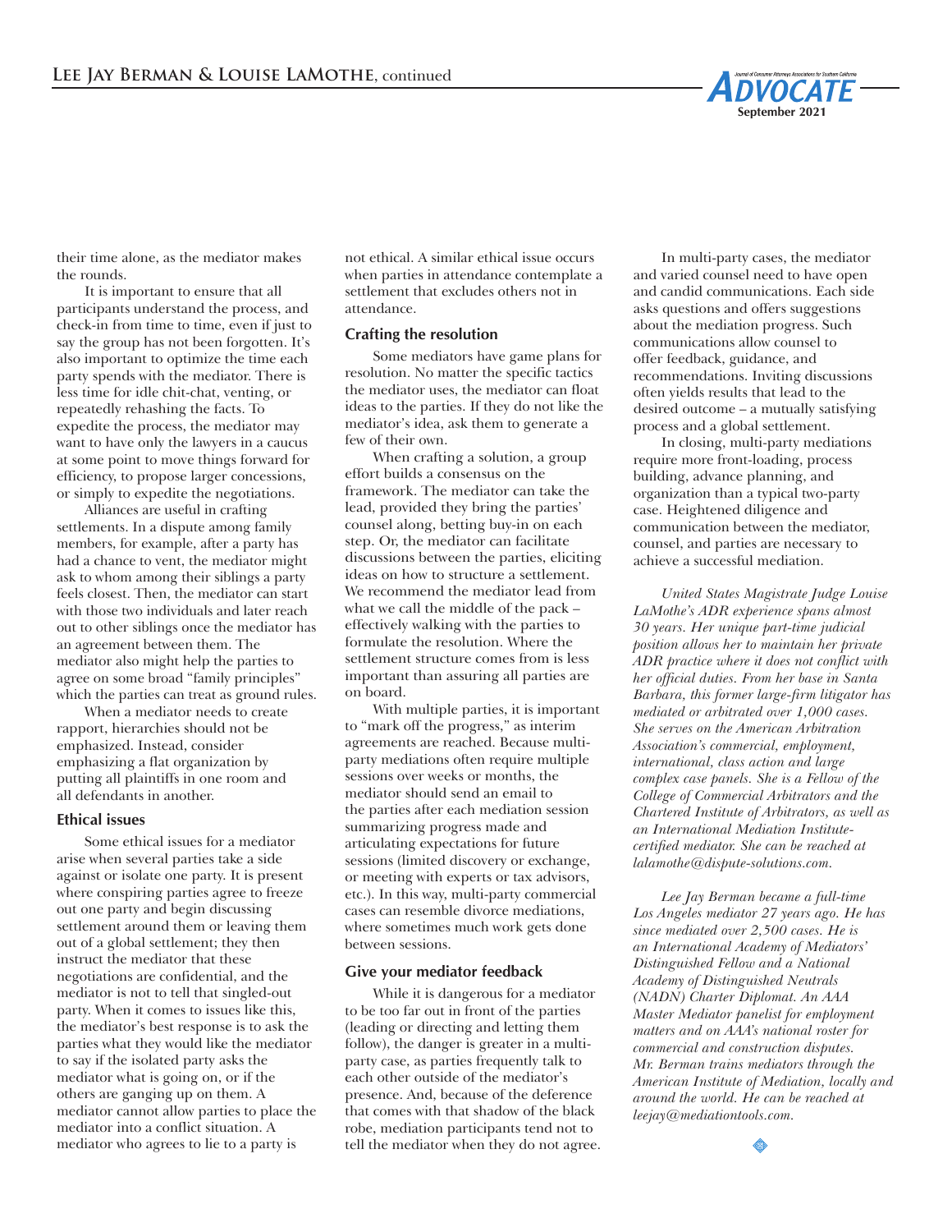their time alone, as the mediator makes the rounds.

It is important to ensure that all participants understand the process, and check-in from time to time, even if just to say the group has not been forgotten. It's also important to optimize the time each party spends with the mediator. There is less time for idle chit-chat, venting, or repeatedly rehashing the facts. To expedite the process, the mediator may want to have only the lawyers in a caucus at some point to move things forward for efficiency, to propose larger concessions, or simply to expedite the negotiations.

Alliances are useful in crafting settlements. In a dispute among family members, for example, after a party has had a chance to vent, the mediator might ask to whom among their siblings a party feels closest. Then, the mediator can start with those two individuals and later reach out to other siblings once the mediator has an agreement between them. The mediator also might help the parties to agree on some broad "family principles" which the parties can treat as ground rules.

When a mediator needs to create rapport, hierarchies should not be emphasized. Instead, consider emphasizing a flat organization by putting all plaintiffs in one room and all defendants in another.

### Ethical issues

Some ethical issues for a mediator arise when several parties take a side against or isolate one party. It is present where conspiring parties agree to freeze out one party and begin discussing settlement around them or leaving them out of a global settlement; they then instruct the mediator that these negotiations are confidential, and the mediator is not to tell that singled-out party. When it comes to issues like this, the mediator's best response is to ask the parties what they would like the mediator to say if the isolated party asks the mediator what is going on, or if the others are ganging up on them. A mediator cannot allow parties to place the mediator into a conflict situation. A mediator who agrees to lie to a party is not ethical. A similar ethical issue occurs when parties in attendance contemplate a settlement that excludes others not in attendance.

### Crafting the resolution

Some mediators have game plans for resolution. No matter the specific tactics the mediator uses, the mediator can float ideas to the parties. If they do not like the mediator's idea, ask them to generate a few of their own.

When crafting a solution, a group effort builds a consensus on the framework. The mediator can take the lead, provided they bring the parties' counsel along, betting buy-in on each step. Or, the mediator can facilitate discussions between the parties, eliciting ideas on how to structure a settlement. We recommend the mediator lead from what we call the middle of the pack – effectively walking with the parties to formulate the resolution. Where the settlement structure comes from is less important than assuring all parties are on board.

With multiple parties, it is important to "mark off the progress," as interim agreements are reached. Because multi-party mediations often require multiple sessions over weeks or months, the mediator should send an email to the parties after each mediation session summarizing progress made and articulating expectations for future sessions (limited discovery or exchange, or meeting with experts or tax advisors, etc.). In this way, multi-party commercial cases can resemble divorce mediations, where sometimes much work gets done between sessions.

### Give your mediator feedback

While it is dangerous for a mediator to be too far out in front of the parties (leading or directing and letting them follow), the danger is greater in a multi-party case, as parties frequently talk to each other outside of the mediator's presence. And, because of the deference that comes with that shadow of the black robe, mediation participants tend not to tell the mediator when they do not agree.

In multi-party cases, the mediator and varied counsel need to have open and candid communications. Each side asks questions and offers suggestions about the mediation progress. Such communications allow counsel to offer feedback, guidance, and recommendations. Inviting discussions often yields results that lead to the desired outcome – a mutually satisfying process and a global settlement.

In closing, multi-party mediations require more front-loading, process building, advance planning, and organization than a typical two-party case. Heightened diligence and communication between the mediator, counsel, and parties are necessary to achieve a successful mediation.

*United States Magistrate Judge Louise LaMothe's ADR experience spans almost 30 years. Her unique part-time judicial position allows her to maintain her private ADR practice where it does not conflict with her official duties. From her base in Santa Barbara, this former large-firm litigator has mediated or arbitrated over 1,000 cases. She serves on the American Arbitration Association's commercial, employment, international, class action and large complex case panels. She is a Fellow of the College of Commercial Arbitrators and the Chartered Institute of Arbitrators, as well as an International Mediation Institute-certified mediator. She can be reached at lalamothe@dispute-solutions.com.*

*Lee Jay Berman became a full-time Los Angeles mediator 27 years ago. He has since mediated over 2,500 cases. He is an International Academy of Mediators' Distinguished Fellow and a National Academy of Distinguished Neutrals (NADN) Charter Diplomat. An AAA Master Mediator panelist for employment matters and on AAA's national roster for commercial and construction disputes. Mr. Berman trains mediators through the American Institute of Mediation, locally and around the world. He can be reached at leejay@mediationtools.com.*